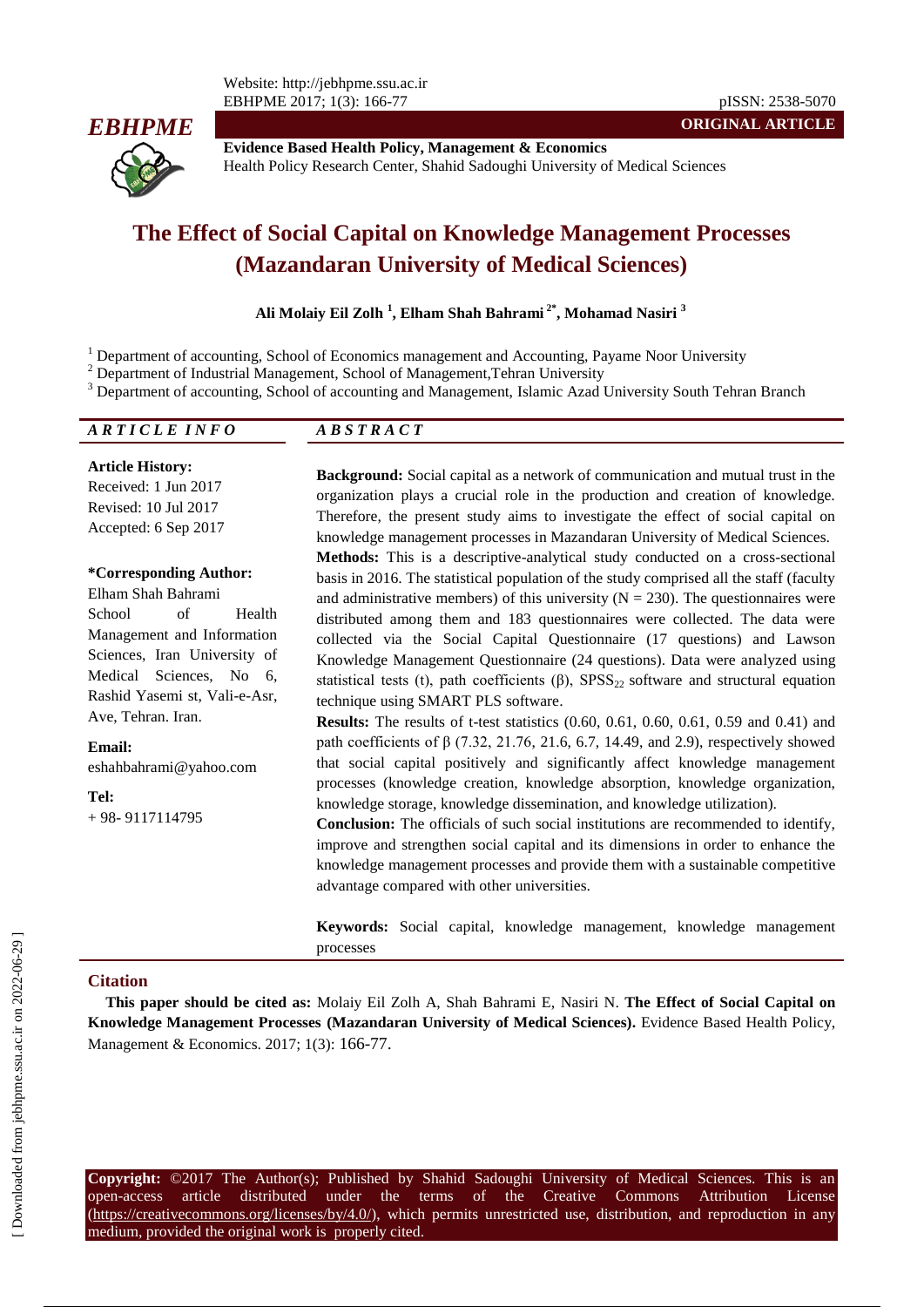**ORIGINAL ARTICLE**

**Evidence Based Health Policy, Management & Economics**
Health Policy Research Center, Shahid Sadoughi University of Medical Sciences

# The Effect of Social Capital on Knowledge Management Processes (Mazandaran University of Medical Sciences)

**Ali Molaiy Eil Zolh [1], Elham Shah Bahrami [2*], Mohamad Nasiri [3]**

[1] Department of accounting, School of Economics management and Accounting, Payame Noor University
[2] Department of Industrial Management, School of Management,Tehran University
[3] Department of accounting, School of accounting and Management, Islamic Azad University South Tehran Branch

## *ARTICLE INFO*

**Article History:**
Received: 1 Jun 2017
Revised: 10 Jul 2017
Accepted: 6 Sep 2017

**\*Corresponding Author:**
Elham Shah Bahrami
School of Health Management and Information Sciences, Iran University of Medical Sciences, No 6, Rashid Yasemi st, Vali-e-Asr, Ave, Tehran. Iran.

**Email:**
eshahbahrami@yahoo.com

**Tel:**
+ 98- 9117114795

## *ABSTRACT*

**Background:** Social capital as a network of communication and mutual trust in the organization plays a crucial role in the production and creation of knowledge. Therefore, the present study aims to investigate the effect of social capital on knowledge management processes in Mazandaran University of Medical Sciences.

**Methods:** This is a descriptive-analytical study conducted on a cross-sectional basis in 2016. The statistical population of the study comprised all the staff (faculty and administrative members) of this university (N = 230). The questionnaires were distributed among them and 183 questionnaires were collected. The data were collected via the Social Capital Questionnaire (17 questions) and Lawson Knowledge Management Questionnaire (24 questions). Data were analyzed using statistical tests (t), path coefficients (β), $SPSS_{22}$ software and structural equation technique using SMART PLS software.

**Results:** The results of t-test statistics (0.60, 0.61, 0.60, 0.61, 0.59 and 0.41) and path coefficients of β (7.32, 21.76, 21.6, 6.7, 14.49, and 2.9), respectively showed that social capital positively and significantly affect knowledge management processes (knowledge creation, knowledge absorption, knowledge organization, knowledge storage, knowledge dissemination, and knowledge utilization).

**Conclusion:** The officials of such social institutions are recommended to identify, improve and strengthen social capital and its dimensions in order to enhance the knowledge management processes and provide them with a sustainable competitive advantage compared with other universities.

**Keywords:** Social capital, knowledge management, knowledge management processes

## Citation

**This paper should be cited as:** Molaiy Eil Zolh A, Shah Bahrami E, Nasiri N. **The Effect of Social Capital on Knowledge Management Processes (Mazandaran University of Medical Sciences).** Evidence Based Health Policy, Management & Economics. 2017; 1(3): 166-77.

**Copyright:** ©2017 The Author(s); Published by Shahid Sadoughi University of Medical Sciences. This is an open-access article distributed under the terms of the Creative Commons Attribution License (https://creativecommons.org/licenses/by/4.0/), which permits unrestricted use, distribution, and reproduction in any medium, provided the original work is properly cited.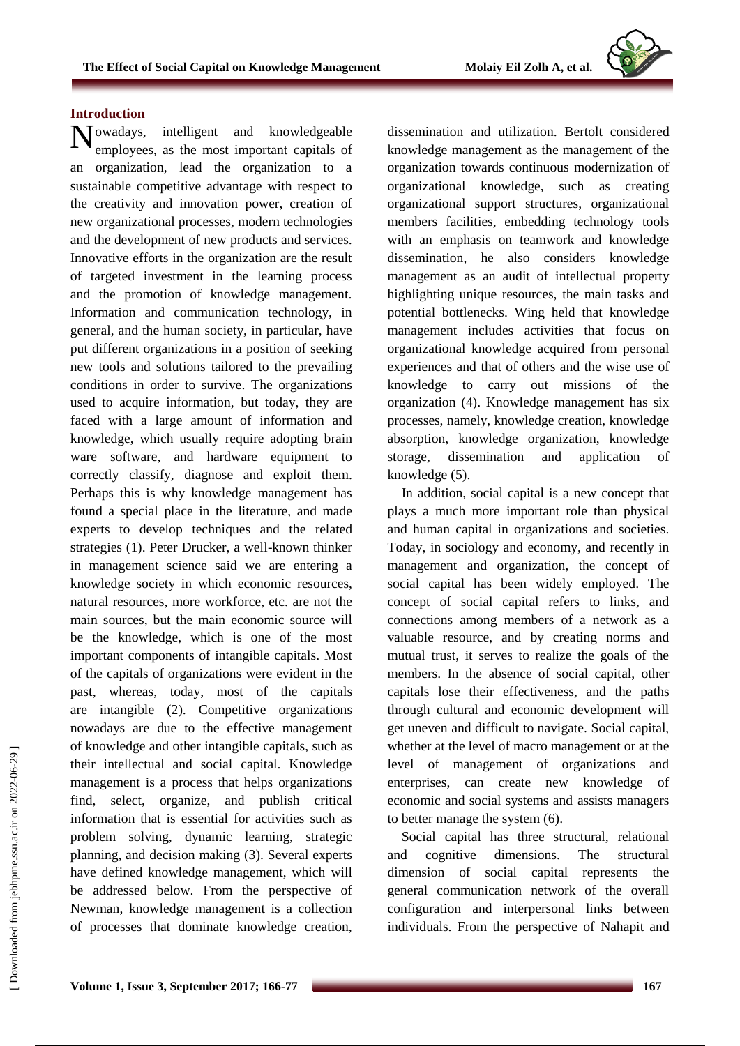## Introduction

Nowadays, intelligent and knowledgeable employees, as the most important capitals of an organization, lead the organization to a sustainable competitive advantage with respect to the creativity and innovation power, creation of new organizational processes, modern technologies and the development of new products and services. Innovative efforts in the organization are the result of targeted investment in the learning process and the promotion of knowledge management. Information and communication technology, in general, and the human society, in particular, have put different organizations in a position of seeking new tools and solutions tailored to the prevailing conditions in order to survive. The organizations used to acquire information, but today, they are faced with a large amount of information and knowledge, which usually require adopting brain ware software, and hardware equipment to correctly classify, diagnose and exploit them. Perhaps this is why knowledge management has found a special place in the literature, and made experts to develop techniques and the related strategies (1). Peter Drucker, a well-known thinker in management science said we are entering a knowledge society in which economic resources, natural resources, more workforce, etc. are not the main sources, but the main economic source will be the knowledge, which is one of the most important components of intangible capitals. Most of the capitals of organizations were evident in the past, whereas, today, most of the capitals are intangible (2). Competitive organizations nowadays are due to the effective management of knowledge and other intangible capitals, such as their intellectual and social capital. Knowledge management is a process that helps organizations find, select, organize, and publish critical information that is essential for activities such as problem solving, dynamic learning, strategic planning, and decision making (3). Several experts have defined knowledge management, which will be addressed below. From the perspective of Newman, knowledge management is a collection of processes that dominate knowledge creation, dissemination and utilization. Bertolt considered knowledge management as the management of the organization towards continuous modernization of organizational knowledge, such as creating organizational support structures, organizational members facilities, embedding technology tools with an emphasis on teamwork and knowledge dissemination, he also considers knowledge management as an audit of intellectual property highlighting unique resources, the main tasks and potential bottlenecks. Wing held that knowledge management includes activities that focus on organizational knowledge acquired from personal experiences and that of others and the wise use of knowledge to carry out missions of the organization (4). Knowledge management has six processes, namely, knowledge creation, knowledge absorption, knowledge organization, knowledge storage, dissemination and application of knowledge (5).

In addition, social capital is a new concept that plays a much more important role than physical and human capital in organizations and societies. Today, in sociology and economy, and recently in management and organization, the concept of social capital has been widely employed. The concept of social capital refers to links, and connections among members of a network as a valuable resource, and by creating norms and mutual trust, it serves to realize the goals of the members. In the absence of social capital, other capitals lose their effectiveness, and the paths through cultural and economic development will get uneven and difficult to navigate. Social capital, whether at the level of macro management or at the level of management of organizations and enterprises, can create new knowledge of economic and social systems and assists managers to better manage the system (6).

Social capital has three structural, relational and cognitive dimensions. The structural dimension of social capital represents the general communication network of the overall configuration and interpersonal links between individuals. From the perspective of Nahapit and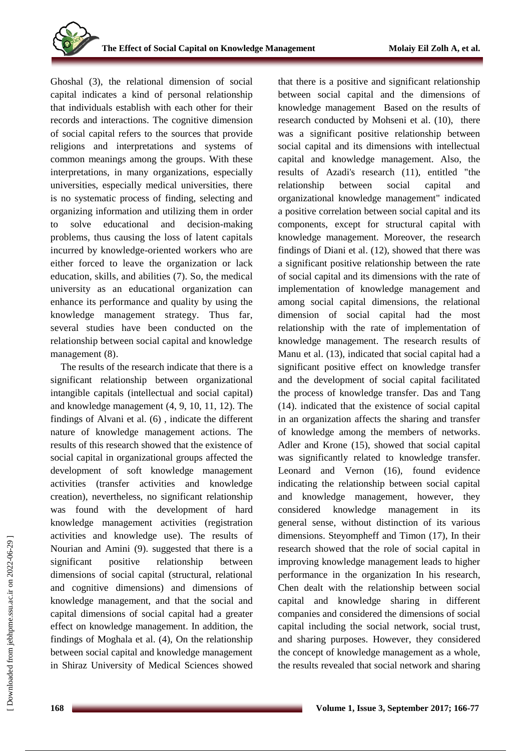Ghoshal (3), the relational dimension of social capital indicates a kind of personal relationship that individuals establish with each other for their records and interactions. The cognitive dimension of social capital refers to the sources that provide religions and interpretations and systems of common meanings among the groups. With these interpretations, in many organizations, especially universities, especially medical universities, there is no systematic process of finding, selecting and organizing information and utilizing them in order to solve educational and decision-making problems, thus causing the loss of latent capitals incurred by knowledge-oriented workers who are either forced to leave the organization or lack education, skills, and abilities (7). So, the medical university as an educational organization can enhance its performance and quality by using the knowledge management strategy. Thus far, several studies have been conducted on the relationship between social capital and knowledge management (8).

The results of the research indicate that there is a significant relationship between organizational intangible capitals (intellectual and social capital) and knowledge management (4, 9, 10, 11, 12). The findings of Alvani et al. (6) , indicate the different nature of knowledge management actions. The results of this research showed that the existence of social capital in organizational groups affected the development of soft knowledge management activities (transfer activities and knowledge creation), nevertheless, no significant relationship was found with the development of hard knowledge management activities (registration activities and knowledge use). The results of Nourian and Amini (9). suggested that there is a significant positive relationship between dimensions of social capital (structural, relational and cognitive dimensions) and dimensions of knowledge management, and that the social and capital dimensions of social capital had a greater effect on knowledge management. In addition, the findings of Moghala et al. (4), On the relationship between social capital and knowledge management in Shiraz University of Medical Sciences showed that there is a positive and significant relationship between social capital and the dimensions of knowledge management Based on the results of research conducted by Mohseni et al. (10), there was a significant positive relationship between social capital and its dimensions with intellectual capital and knowledge management. Also, the results of Azadi's research (11), entitled "the relationship between social capital and organizational knowledge management" indicated a positive correlation between social capital and its components, except for structural capital with knowledge management. Moreover, the research findings of Diani et al. (12), showed that there was a significant positive relationship between the rate of social capital and its dimensions with the rate of implementation of knowledge management and among social capital dimensions, the relational dimension of social capital had the most relationship with the rate of implementation of knowledge management. The research results of Manu et al. (13), indicated that social capital had a significant positive effect on knowledge transfer and the development of social capital facilitated the process of knowledge transfer. Das and Tang (14). indicated that the existence of social capital in an organization affects the sharing and transfer of knowledge among the members of networks. Adler and Krone (15), showed that social capital was significantly related to knowledge transfer. Leonard and Vernon (16), found evidence indicating the relationship between social capital and knowledge management, however, they considered knowledge management in its general sense, without distinction of its various dimensions. Steyompheff and Timon (17), In their research showed that the role of social capital in improving knowledge management leads to higher performance in the organization In his research, Chen dealt with the relationship between social capital and knowledge sharing in different companies and considered the dimensions of social capital including the social network, social trust, and sharing purposes. However, they considered the concept of knowledge management as a whole, the results revealed that social network and sharing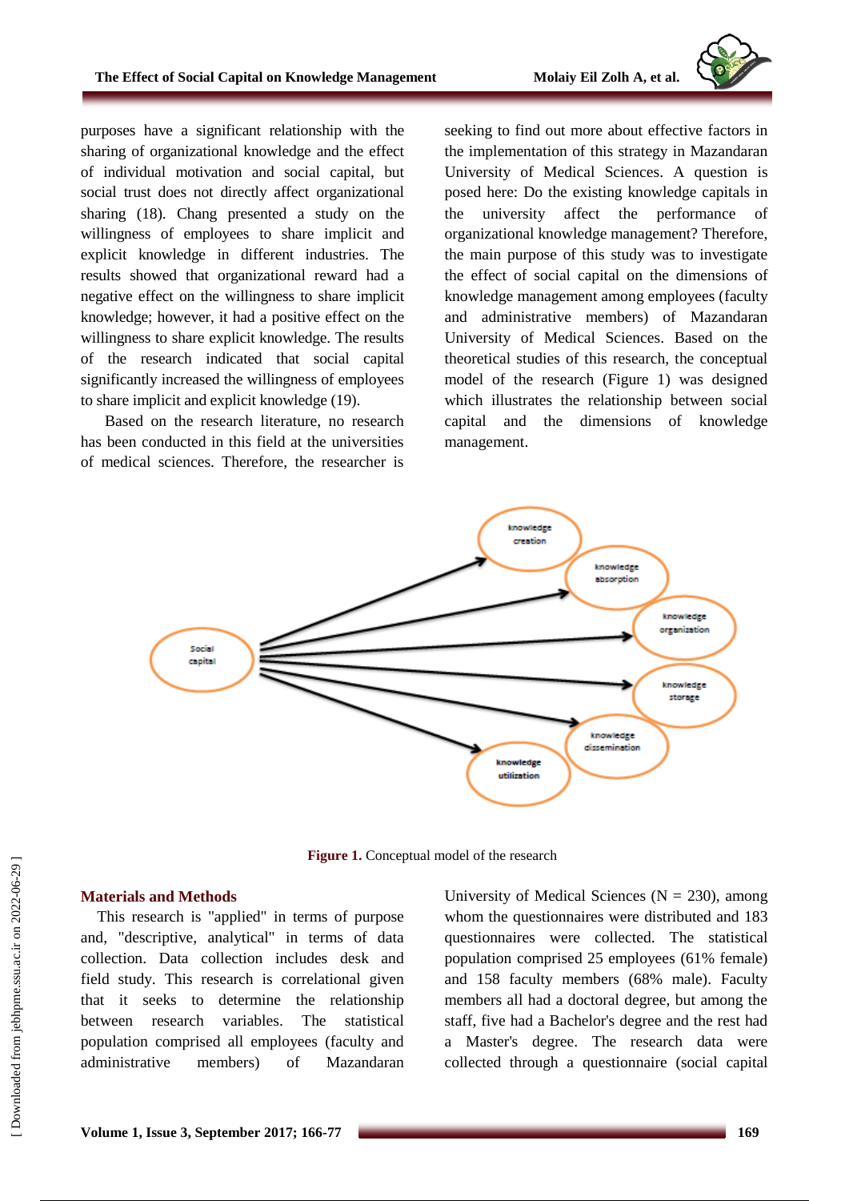purposes have a significant relationship with the sharing of organizational knowledge and the effect of individual motivation and social capital, but social trust does not directly affect organizational sharing (18). Chang presented a study on the willingness of employees to share implicit and explicit knowledge in different industries. The results showed that organizational reward had a negative effect on the willingness to share implicit knowledge; however, it had a positive effect on the willingness to share explicit knowledge. The results of the research indicated that social capital significantly increased the willingness of employees to share implicit and explicit knowledge (19).

Based on the research literature, no research has been conducted in this field at the universities of medical sciences. Therefore, the researcher is seeking to find out more about effective factors in the implementation of this strategy in Mazandaran University of Medical Sciences. A question is posed here: Do the existing knowledge capitals in the university affect the performance of organizational knowledge management? Therefore, the main purpose of this study was to investigate the effect of social capital on the dimensions of knowledge management among employees (faculty and administrative members) of Mazandaran University of Medical Sciences. Based on the theoretical studies of this research, the conceptual model of the research (Figure 1) was designed which illustrates the relationship between social capital and the dimensions of knowledge management.

**Figure 1.** Conceptual model of the research

## Materials and Methods

This research is "applied" in terms of purpose and, "descriptive, analytical" in terms of data collection. Data collection includes desk and field study. This research is correlational given that it seeks to determine the relationship between research variables. The statistical population comprised all employees (faculty and administrative members) of Mazandaran University of Medical Sciences (N = 230), among whom the questionnaires were distributed and 183 questionnaires were collected. The statistical population comprised 25 employees (61% female) and 158 faculty members (68% male). Faculty members all had a doctoral degree, but among the staff, five had a Bachelor's degree and the rest had a Master's degree. The research data were collected through a questionnaire (social capital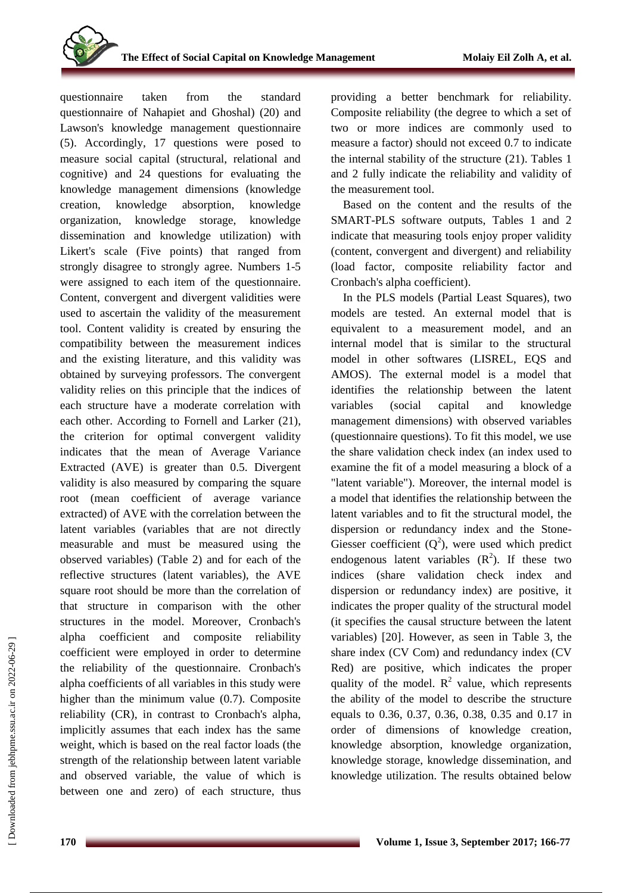questionnaire taken from the standard questionnaire of Nahapiet and Ghoshal) (20) and Lawson's knowledge management questionnaire (5). Accordingly, 17 questions were posed to measure social capital (structural, relational and cognitive) and 24 questions for evaluating the knowledge management dimensions (knowledge creation, knowledge absorption, knowledge organization, knowledge storage, knowledge dissemination and knowledge utilization) with Likert's scale (Five points) that ranged from strongly disagree to strongly agree. Numbers 1-5 were assigned to each item of the questionnaire. Content, convergent and divergent validities were used to ascertain the validity of the measurement tool. Content validity is created by ensuring the compatibility between the measurement indices and the existing literature, and this validity was obtained by surveying professors. The convergent validity relies on this principle that the indices of each structure have a moderate correlation with each other. According to Fornell and Larker (21), the criterion for optimal convergent validity indicates that the mean of Average Variance Extracted (AVE) is greater than 0.5. Divergent validity is also measured by comparing the square root (mean coefficient of average variance extracted) of AVE with the correlation between the latent variables (variables that are not directly measurable and must be measured using the observed variables) (Table 2) and for each of the reflective structures (latent variables), the AVE square root should be more than the correlation of that structure in comparison with the other structures in the model. Moreover, Cronbach's alpha coefficient and composite reliability coefficient were employed in order to determine the reliability of the questionnaire. Cronbach's alpha coefficients of all variables in this study were higher than the minimum value (0.7). Composite reliability (CR), in contrast to Cronbach's alpha, implicitly assumes that each index has the same weight, which is based on the real factor loads (the strength of the relationship between latent variable and observed variable, the value of which is between one and zero) of each structure, thus providing a better benchmark for reliability. Composite reliability (the degree to which a set of two or more indices are commonly used to measure a factor) should not exceed 0.7 to indicate the internal stability of the structure (21). Tables 1 and 2 fully indicate the reliability and validity of the measurement tool.

Based on the content and the results of the SMART-PLS software outputs, Tables 1 and 2 indicate that measuring tools enjoy proper validity (content, convergent and divergent) and reliability (load factor, composite reliability factor and Cronbach's alpha coefficient).

In the PLS models (Partial Least Squares), two models are tested. An external model that is equivalent to a measurement model, and an internal model that is similar to the structural model in other softwares (LISREL, EQS and AMOS). The external model is a model that identifies the relationship between the latent variables (social capital and knowledge management dimensions) with observed variables (questionnaire questions). To fit this model, we use the share validation check index (an index used to examine the fit of a model measuring a block of a "latent variable"). Moreover, the internal model is a model that identifies the relationship between the latent variables and to fit the structural model, the dispersion or redundancy index and the Stone-Giesser coefficient ($Q^2$), were used which predict endogenous latent variables ($R^2$). If these two indices (share validation check index and dispersion or redundancy index) are positive, it indicates the proper quality of the structural model (it specifies the causal structure between the latent variables) [20]. However, as seen in Table 3, the share index (CV Com) and redundancy index (CV Red) are positive, which indicates the proper quality of the model. $R^2$ value, which represents the ability of the model to describe the structure equals to 0.36, 0.37, 0.36, 0.38, 0.35 and 0.17 in order of dimensions of knowledge creation, knowledge absorption, knowledge organization, knowledge storage, knowledge dissemination, and knowledge utilization. The results obtained below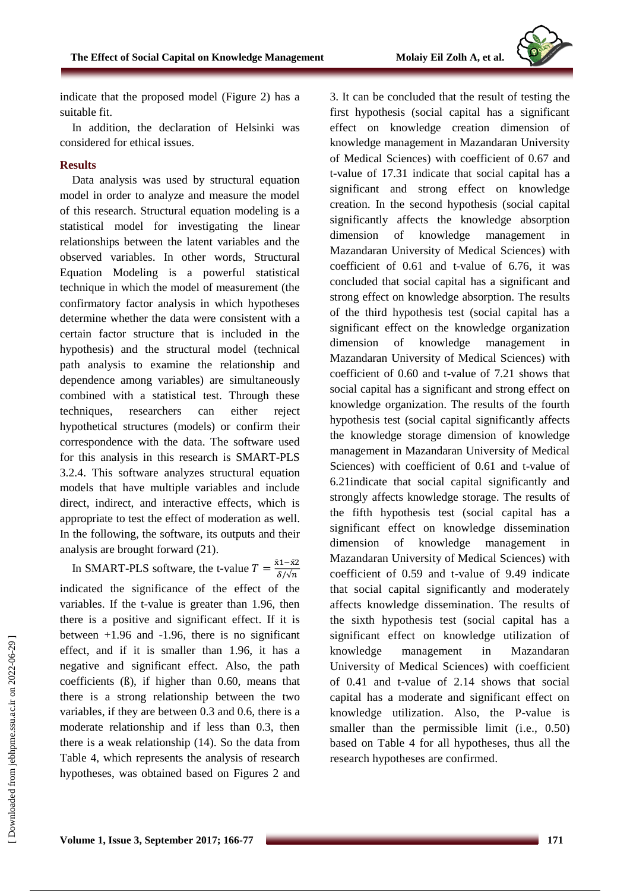indicate that the proposed model (Figure 2) has a suitable fit.

In addition, the declaration of Helsinki was considered for ethical issues.

## Results

Data analysis was used by structural equation model in order to analyze and measure the model of this research. Structural equation modeling is a statistical model for investigating the linear relationships between the latent variables and the observed variables. In other words, Structural Equation Modeling is a powerful statistical technique in which the model of measurement (the confirmatory factor analysis in which hypotheses determine whether the data were consistent with a certain factor structure that is included in the hypothesis) and the structural model (technical path analysis to examine the relationship and dependence among variables) are simultaneously combined with a statistical test. Through these techniques, researchers can either reject hypothetical structures (models) or confirm their correspondence with the data. The software used for this analysis in this research is SMART-PLS 3.2.4. This software analyzes structural equation models that have multiple variables and include direct, indirect, and interactive effects, which is appropriate to test the effect of moderation as well. In the following, the software, its outputs and their analysis are brought forward (21).

In SMART-PLS software, the t-value $T = \frac{\bar{x}1 - \bar{x}2}{\delta/\sqrt{n}}$ indicated the significance of the effect of the variables. If the t-value is greater than 1.96, then there is a positive and significant effect. If it is between +1.96 and -1.96, there is no significant effect, and if it is smaller than 1.96, it has a negative and significant effect. Also, the path coefficients (ß), if higher than 0.60, means that there is a strong relationship between the two variables, if they are between 0.3 and 0.6, there is a moderate relationship and if less than 0.3, then there is a weak relationship (14). So the data from Table 4, which represents the analysis of research hypotheses, was obtained based on Figures 2 and 3. It can be concluded that the result of testing the first hypothesis (social capital has a significant effect on knowledge creation dimension of knowledge management in Mazandaran University of Medical Sciences) with coefficient of 0.67 and t-value of 17.31 indicate that social capital has a significant and strong effect on knowledge creation. In the second hypothesis (social capital significantly affects the knowledge absorption dimension of knowledge management in Mazandaran University of Medical Sciences) with coefficient of 0.61 and t-value of 6.76, it was concluded that social capital has a significant and strong effect on knowledge absorption. The results of the third hypothesis test (social capital has a significant effect on the knowledge organization dimension of knowledge management in Mazandaran University of Medical Sciences) with coefficient of 0.60 and t-value of 7.21 shows that social capital has a significant and strong effect on knowledge organization. The results of the fourth hypothesis test (social capital significantly affects the knowledge storage dimension of knowledge management in Mazandaran University of Medical Sciences) with coefficient of 0.61 and t-value of 6.21indicate that social capital significantly and strongly affects knowledge storage. The results of the fifth hypothesis test (social capital has a significant effect on knowledge dissemination dimension of knowledge management in Mazandaran University of Medical Sciences) with coefficient of 0.59 and t-value of 9.49 indicate that social capital significantly and moderately affects knowledge dissemination. The results of the sixth hypothesis test (social capital has a significant effect on knowledge utilization of knowledge management in Mazandaran University of Medical Sciences) with coefficient of 0.41 and t-value of 2.14 shows that social capital has a moderate and significant effect on knowledge utilization. Also, the P-value is smaller than the permissible limit (i.e., 0.50) based on Table 4 for all hypotheses, thus all the research hypotheses are confirmed.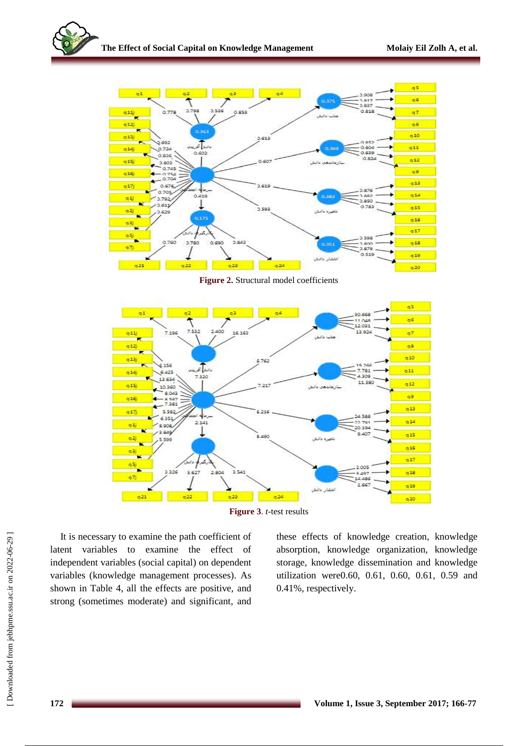**Figure 2.** Structural model coefficients

**Figure 3**. *t*-test results

It is necessary to examine the path coefficient of latent variables to examine the effect of independent variables (social capital) on dependent variables (knowledge management processes). As shown in Table 4, all the effects are positive, and strong (sometimes moderate) and significant, and these effects of knowledge creation, knowledge absorption, knowledge organization, knowledge storage, knowledge dissemination and knowledge utilization were0.60, 0.61, 0.60, 0.61, 0.59 and 0.41%, respectively.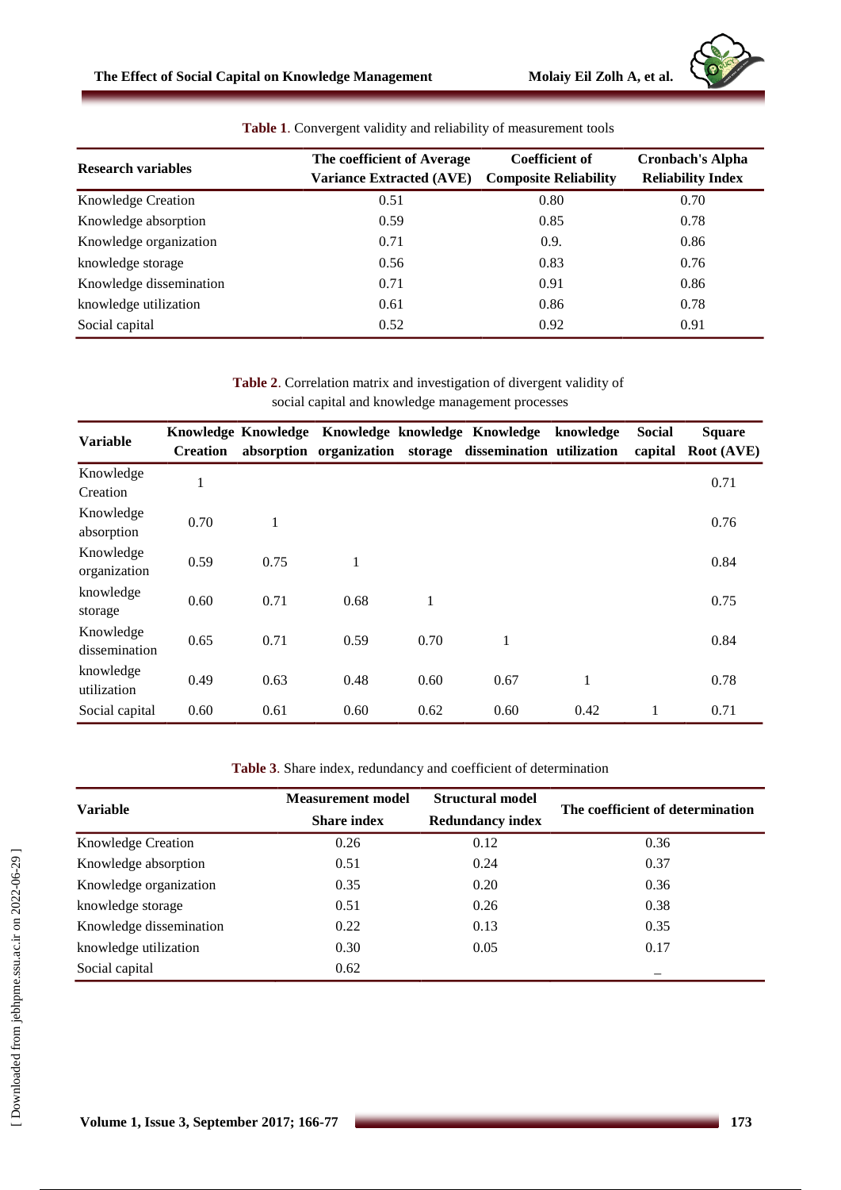**Table 1**. Convergent validity and reliability of measurement tools

| Research variables | The coefficient of Average Variance Extracted (AVE) | Coefficient of Composite Reliability | Cronbach's Alpha Reliability Index |
|---|---|---|---|
| Knowledge Creation | 0.51 | 0.80 | 0.70 |
| Knowledge absorption | 0.59 | 0.85 | 0.78 |
| Knowledge organization | 0.71 | 0.9. | 0.86 |
| knowledge storage | 0.56 | 0.83 | 0.76 |
| Knowledge dissemination | 0.71 | 0.91 | 0.86 |
| knowledge utilization | 0.61 | 0.86 | 0.78 |
| Social capital | 0.52 | 0.92 | 0.91 |

**Table 2**. Correlation matrix and investigation of divergent validity of social capital and knowledge management processes

| Variable | Knowledge Creation | Knowledge absorption | Knowledge organization | knowledge storage | Knowledge dissemination | knowledge utilization | Social capital | Square Root (AVE) |
|---|---|---|---|---|---|---|---|---|
| Knowledge Creation | 1 | | | | | | | 0.71 |
| Knowledge absorption | 0.70 | 1 | | | | | | 0.76 |
| Knowledge organization | 0.59 | 0.75 | 1 | | | | | 0.84 |
| knowledge storage | 0.60 | 0.71 | 0.68 | 1 | | | | 0.75 |
| Knowledge dissemination | 0.65 | 0.71 | 0.59 | 0.70 | 1 | | | 0.84 |
| knowledge utilization | 0.49 | 0.63 | 0.48 | 0.60 | 0.67 | 1 | | 0.78 |
| Social capital | 0.60 | 0.61 | 0.60 | 0.62 | 0.60 | 0.42 | 1 | 0.71 |

**Table 3**. Share index, redundancy and coefficient of determination

| Variable | Measurement model | Structural model | The coefficient of determination |
|---|---|---|---|
| | Share index | Redundancy index | |
| Knowledge Creation | 0.26 | 0.12 | 0.36 |
| Knowledge absorption | 0.51 | 0.24 | 0.37 |
| Knowledge organization | 0.35 | 0.20 | 0.36 |
| knowledge storage | 0.51 | 0.26 | 0.38 |
| Knowledge dissemination | 0.22 | 0.13 | 0.35 |
| knowledge utilization | 0.30 | 0.05 | 0.17 |
| Social capital | 0.62 | | – |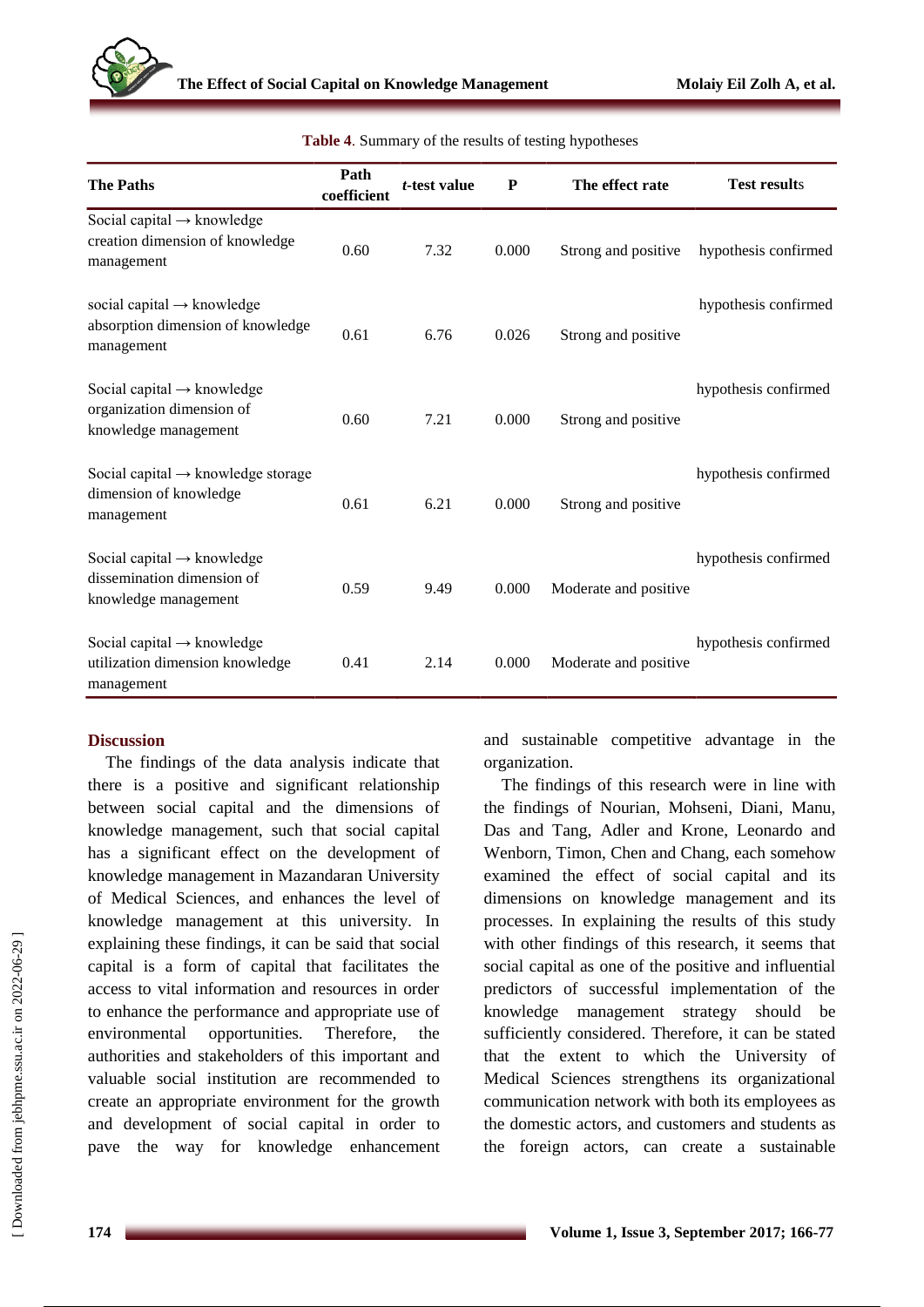**Table 4**. Summary of the results of testing hypotheses

| The Paths | Path coefficient | *t*-test value | P | The effect rate | Test results |
|---|---|---|---|---|---|
| Social capital → knowledge creation dimension of knowledge management | 0.60 | 7.32 | 0.000 | Strong and positive | hypothesis confirmed |
| social capital → knowledge absorption dimension of knowledge management | 0.61 | 6.76 | 0.026 | Strong and positive | hypothesis confirmed |
| Social capital → knowledge organization dimension of knowledge management | 0.60 | 7.21 | 0.000 | Strong and positive | hypothesis confirmed |
| Social capital → knowledge storage dimension of knowledge management | 0.61 | 6.21 | 0.000 | Strong and positive | hypothesis confirmed |
| Social capital → knowledge dissemination dimension of knowledge management | 0.59 | 9.49 | 0.000 | Moderate and positive | hypothesis confirmed |
| Social capital → knowledge utilization dimension knowledge management | 0.41 | 2.14 | 0.000 | Moderate and positive | hypothesis confirmed |

## Discussion

The findings of the data analysis indicate that there is a positive and significant relationship between social capital and the dimensions of knowledge management, such that social capital has a significant effect on the development of knowledge management in Mazandaran University of Medical Sciences, and enhances the level of knowledge management at this university. In explaining these findings, it can be said that social capital is a form of capital that facilitates the access to vital information and resources in order to enhance the performance and appropriate use of environmental opportunities. Therefore, the authorities and stakeholders of this important and valuable social institution are recommended to create an appropriate environment for the growth and development of social capital in order to pave the way for knowledge enhancement and sustainable competitive advantage in the organization.

The findings of this research were in line with the findings of Nourian, Mohseni, Diani, Manu, Das and Tang, Adler and Krone, Leonardo and Wenborn, Timon, Chen and Chang, each somehow examined the effect of social capital and its dimensions on knowledge management and its processes. In explaining the results of this study with other findings of this research, it seems that social capital as one of the positive and influential predictors of successful implementation of the knowledge management strategy should be sufficiently considered. Therefore, it can be stated that the extent to which the University of Medical Sciences strengthens its organizational communication network with both its employees as the domestic actors, and customers and students as the foreign actors, can create a sustainable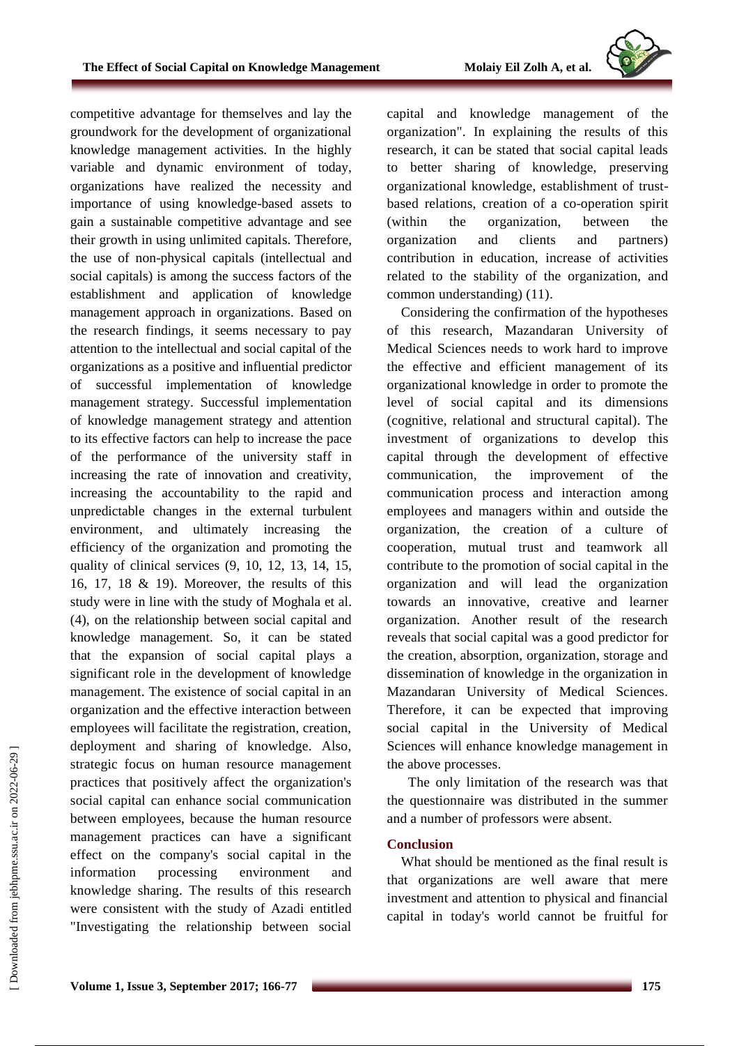competitive advantage for themselves and lay the groundwork for the development of organizational knowledge management activities. In the highly variable and dynamic environment of today, organizations have realized the necessity and importance of using knowledge-based assets to gain a sustainable competitive advantage and see their growth in using unlimited capitals. Therefore, the use of non-physical capitals (intellectual and social capitals) is among the success factors of the establishment and application of knowledge management approach in organizations. Based on the research findings, it seems necessary to pay attention to the intellectual and social capital of the organizations as a positive and influential predictor of successful implementation of knowledge management strategy. Successful implementation of knowledge management strategy and attention to its effective factors can help to increase the pace of the performance of the university staff in increasing the rate of innovation and creativity, increasing the accountability to the rapid and unpredictable changes in the external turbulent environment, and ultimately increasing the efficiency of the organization and promoting the quality of clinical services (9, 10, 12, 13, 14, 15, 16, 17, 18 & 19). Moreover, the results of this study were in line with the study of Moghala et al. (4), on the relationship between social capital and knowledge management. So, it can be stated that the expansion of social capital plays a significant role in the development of knowledge management. The existence of social capital in an organization and the effective interaction between employees will facilitate the registration, creation, deployment and sharing of knowledge. Also, strategic focus on human resource management practices that positively affect the organization's social capital can enhance social communication between employees, because the human resource management practices can have a significant effect on the company's social capital in the information processing environment and knowledge sharing. The results of this research were consistent with the study of Azadi entitled "Investigating the relationship between social capital and knowledge management of the organization". In explaining the results of this research, it can be stated that social capital leads to better sharing of knowledge, preserving organizational knowledge, establishment of trust-based relations, creation of a co-operation spirit (within the organization, between the organization and clients and partners) contribution in education, increase of activities related to the stability of the organization, and common understanding) (11).

Considering the confirmation of the hypotheses of this research, Mazandaran University of Medical Sciences needs to work hard to improve the effective and efficient management of its organizational knowledge in order to promote the level of social capital and its dimensions (cognitive, relational and structural capital). The investment of organizations to develop this capital through the development of effective communication, the improvement of the communication process and interaction among employees and managers within and outside the organization, the creation of a culture of cooperation, mutual trust and teamwork all contribute to the promotion of social capital in the organization and will lead the organization towards an innovative, creative and learner organization. Another result of the research reveals that social capital was a good predictor for the creation, absorption, organization, storage and dissemination of knowledge in the organization in Mazandaran University of Medical Sciences. Therefore, it can be expected that improving social capital in the University of Medical Sciences will enhance knowledge management in the above processes.

The only limitation of the research was that the questionnaire was distributed in the summer and a number of professors were absent.

## Conclusion

What should be mentioned as the final result is that organizations are well aware that mere investment and attention to physical and financial capital in today's world cannot be fruitful for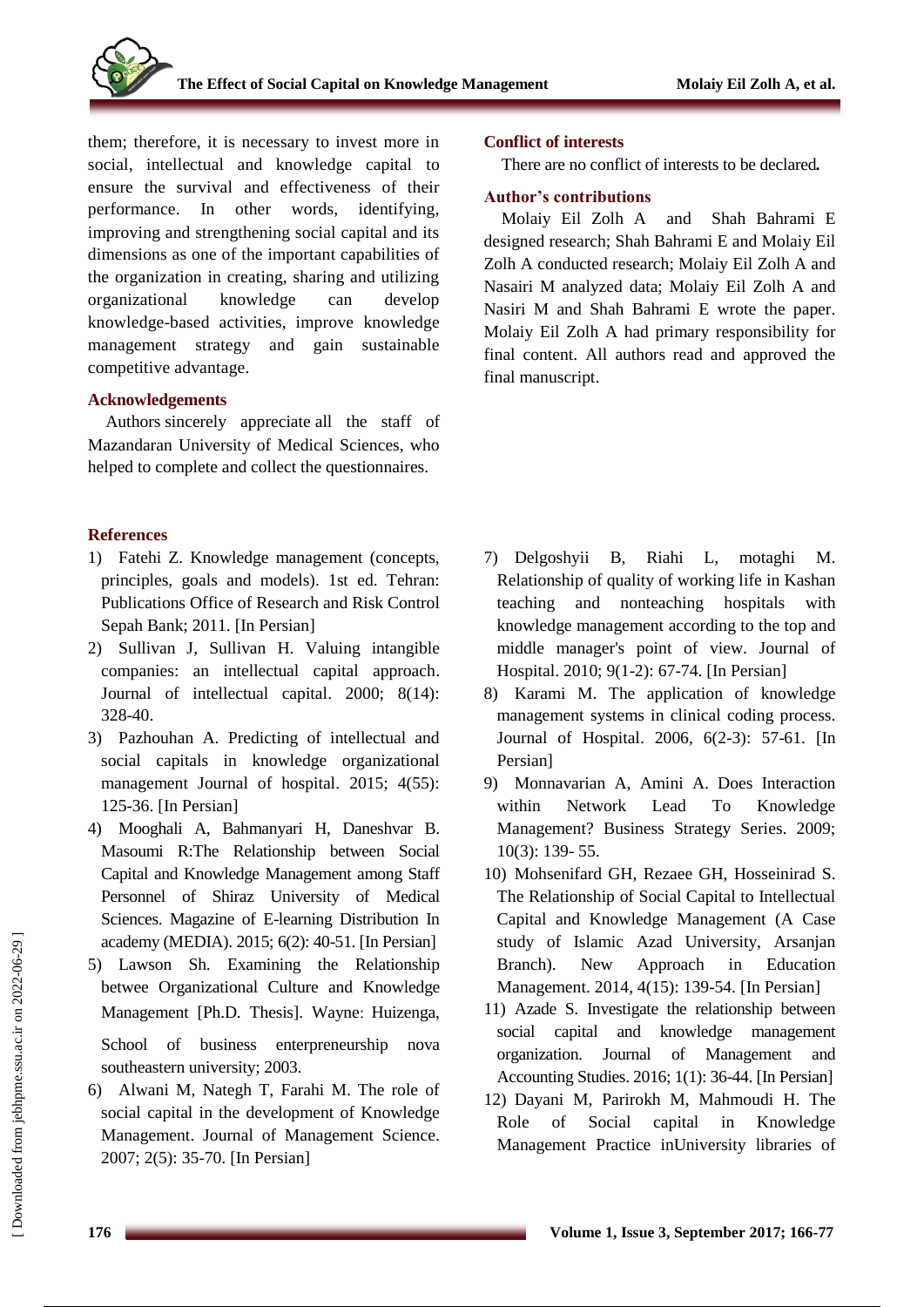them; therefore, it is necessary to invest more in social, intellectual and knowledge capital to ensure the survival and effectiveness of their performance. In other words, identifying, improving and strengthening social capital and its dimensions as one of the important capabilities of the organization in creating, sharing and utilizing organizational knowledge can develop knowledge-based activities, improve knowledge management strategy and gain sustainable competitive advantage.

## Acknowledgements

Authors sincerely appreciate all the staff of Mazandaran University of Medical Sciences, who helped to complete and collect the questionnaires.

## Conflict of interests

There are no conflict of interests to be declared.

## Author's contributions

Molaiy Eil Zolh A and Shah Bahrami E designed research; Shah Bahrami E and Molaiy Eil Zolh A conducted research; Molaiy Eil Zolh A and Nasairi M analyzed data; Molaiy Eil Zolh A and Nasiri M and Shah Bahrami E wrote the paper. Molaiy Eil Zolh A had primary responsibility for final content. All authors read and approved the final manuscript.

## References

1) Fatehi Z. Knowledge management (concepts, principles, goals and models). 1st ed. Tehran: Publications Office of Research and Risk Control Sepah Bank; 2011. [In Persian]
2) Sullivan J, Sullivan H. Valuing intangible companies: an intellectual capital approach. Journal of intellectual capital. 2000; 8(14): 328-40.
3) Pazhouhan A. Predicting of intellectual and social capitals in knowledge organizational management Journal of hospital. 2015; 4(55): 125-36. [In Persian]
4) Mooghali A, Bahmanyari H, Daneshvar B. Masoumi R:The Relationship between Social Capital and Knowledge Management among Staff Personnel of Shiraz University of Medical Sciences. Magazine of E-learning Distribution In academy (MEDIA). 2015; 6(2): 40-51. [In Persian]
5) Lawson Sh. Examining the Relationship betwee Organizational Culture and Knowledge Management [Ph.D. Thesis]. Wayne: Huizenga, School of business enterpreneurship nova southeastern university; 2003.
6) Alwani M, Nategh T, Farahi M. The role of social capital in the development of Knowledge Management. Journal of Management Science. 2007; 2(5): 35-70. [In Persian]
7) Delgoshyii B, Riahi L, motaghi M. Relationship of quality of working life in Kashan teaching and nonteaching hospitals with knowledge management according to the top and middle manager's point of view. Journal of Hospital. 2010; 9(1-2): 67-74. [In Persian]
8) Karami M. The application of knowledge management systems in clinical coding process. Journal of Hospital. 2006, 6(2-3): 57-61. [In Persian]
9) Monnavarian A, Amini A. Does Interaction within Network Lead To Knowledge Management? Business Strategy Series. 2009; 10(3): 139- 55.
10) Mohsenifard GH, Rezaee GH, Hosseinirad S. The Relationship of Social Capital to Intellectual Capital and Knowledge Management (A Case study of Islamic Azad University, Arsanjan Branch). New Approach in Education Management. 2014, 4(15): 139-54. [In Persian]
11) Azade S. Investigate the relationship between social capital and knowledge management organization. Journal of Management and Accounting Studies. 2016; 1(1): 36-44. [In Persian]
12) Dayani M, Parirokh M, Mahmoudi H. The Role of Social capital in Knowledge Management Practice inUniversity libraries of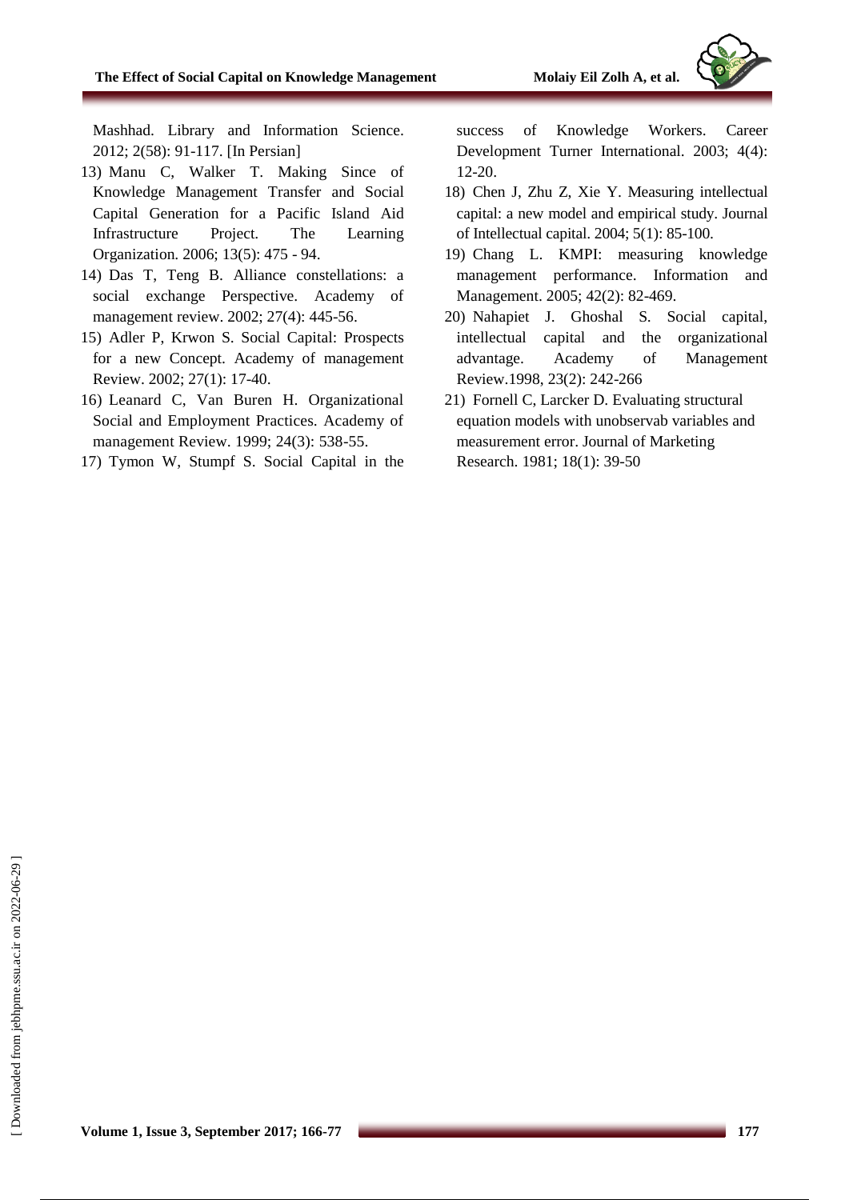Mashhad. Library and Information Science. 2012; 2(58): 91-117. [In Persian]

13) Manu C, Walker T. Making Since of Knowledge Management Transfer and Social Capital Generation for a Pacific Island Aid Infrastructure Project. The Learning Organization. 2006; 13(5): 475 - 94.
14) Das T, Teng B. Alliance constellations: a social exchange Perspective. Academy of management review. 2002; 27(4): 445-56.
15) Adler P, Krwon S. Social Capital: Prospects for a new Concept. Academy of management Review. 2002; 27(1): 17-40.
16) Leanard C, Van Buren H. Organizational Social and Employment Practices. Academy of management Review. 1999; 24(3): 538-55.
17) Tymon W, Stumpf S. Social Capital in the success of Knowledge Workers. Career Development Turner International. 2003; 4(4): 12-20.
18) Chen J, Zhu Z, Xie Y. Measuring intellectual capital: a new model and empirical study. Journal of Intellectual capital. 2004; 5(1): 85-100.
19) Chang L. KMPI: measuring knowledge management performance. Information and Management. 2005; 42(2): 82-469.
20) Nahapiet J. Ghoshal S. Social capital, intellectual capital and the organizational advantage. Academy of Management Review.1998, 23(2): 242-266
21) Fornell C, Larcker D. Evaluating structural equation models with unobservab variables and measurement error. Journal of Marketing Research. 1981; 18(1): 39-50